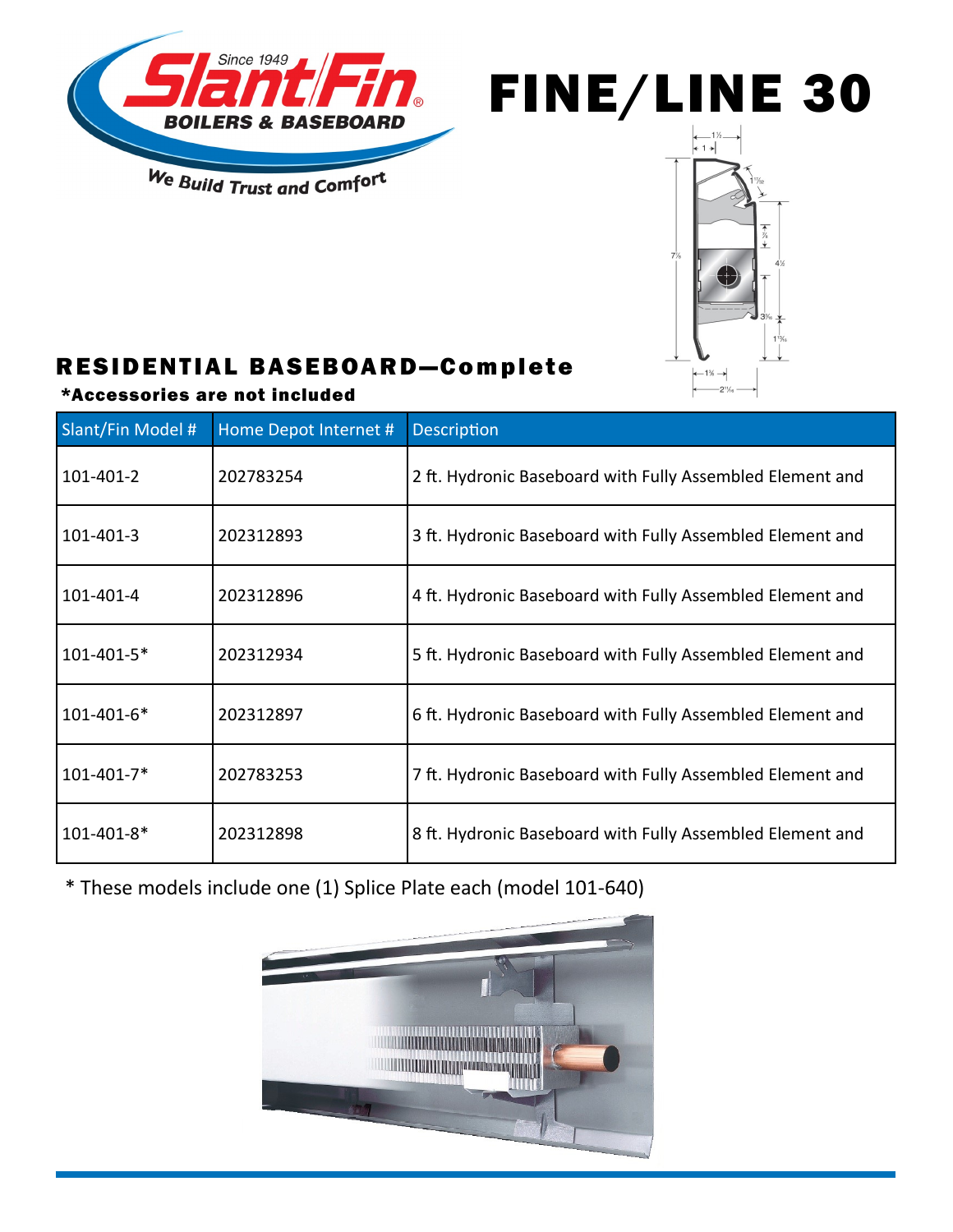# FINE/LINE 30

## RESIDENTIAL BASEBOARD—Complete

**\*Accessories are not included**

| Slant/Fin Model # | Home Depot Internet # | Description |
|---|---|---|
| 101-401-2 | 202783254 | 2 ft. Hydronic Baseboard with Fully Assembled Element and |
| 101-401-3 | 202312893 | 3 ft. Hydronic Baseboard with Fully Assembled Element and |
| 101-401-4 | 202312896 | 4 ft. Hydronic Baseboard with Fully Assembled Element and |
| 101-401-5* | 202312934 | 5 ft. Hydronic Baseboard with Fully Assembled Element and |
| 101-401-6* | 202312897 | 6 ft. Hydronic Baseboard with Fully Assembled Element and |
| 101-401-7* | 202783253 | 7 ft. Hydronic Baseboard with Fully Assembled Element and |
| 101-401-8* | 202312898 | 8 ft. Hydronic Baseboard with Fully Assembled Element and |

\* These models include one (1) Splice Plate each (model 101-640)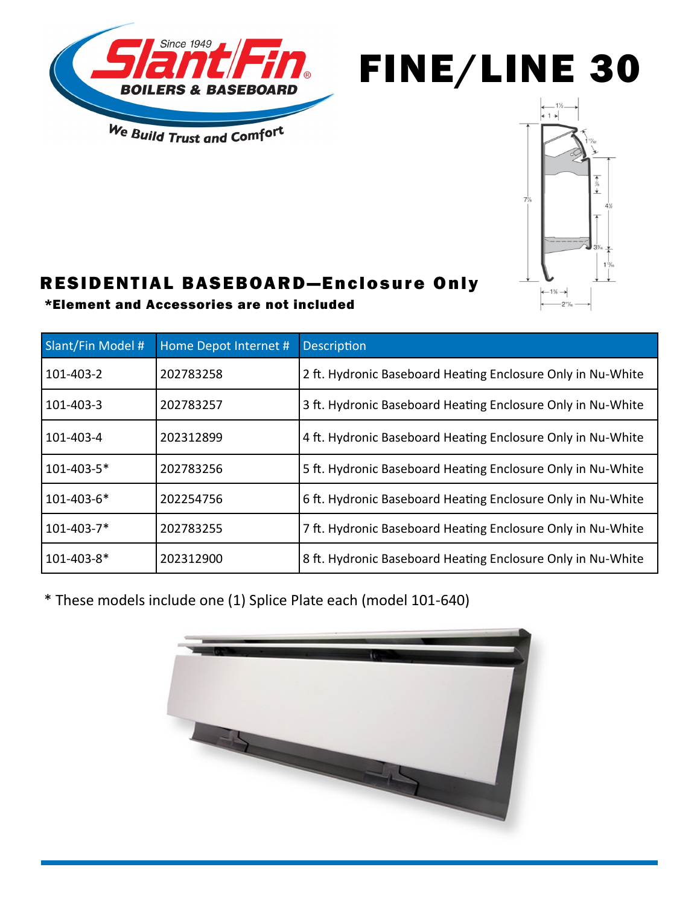Slant/Fin® Since 1949
BOILERS & BASEBOARD

We Build Trust and Comfort

# FINE/LINE 30

## RESIDENTIAL BASEBOARD—Enclosure Only

**\*Element and Accessories are not included**

| Slant/Fin Model # | Home Depot Internet # | Description |
|---|---|---|
| 101-403-2 | 202783258 | 2 ft. Hydronic Baseboard Heating Enclosure Only in Nu-White |
| 101-403-3 | 202783257 | 3 ft. Hydronic Baseboard Heating Enclosure Only in Nu-White |
| 101-403-4 | 202312899 | 4 ft. Hydronic Baseboard Heating Enclosure Only in Nu-White |
| 101-403-5* | 202783256 | 5 ft. Hydronic Baseboard Heating Enclosure Only in Nu-White |
| 101-403-6* | 202254756 | 6 ft. Hydronic Baseboard Heating Enclosure Only in Nu-White |
| 101-403-7* | 202783255 | 7 ft. Hydronic Baseboard Heating Enclosure Only in Nu-White |
| 101-403-8* | 202312900 | 8 ft. Hydronic Baseboard Heating Enclosure Only in Nu-White |

\* These models include one (1) Splice Plate each (model 101-640)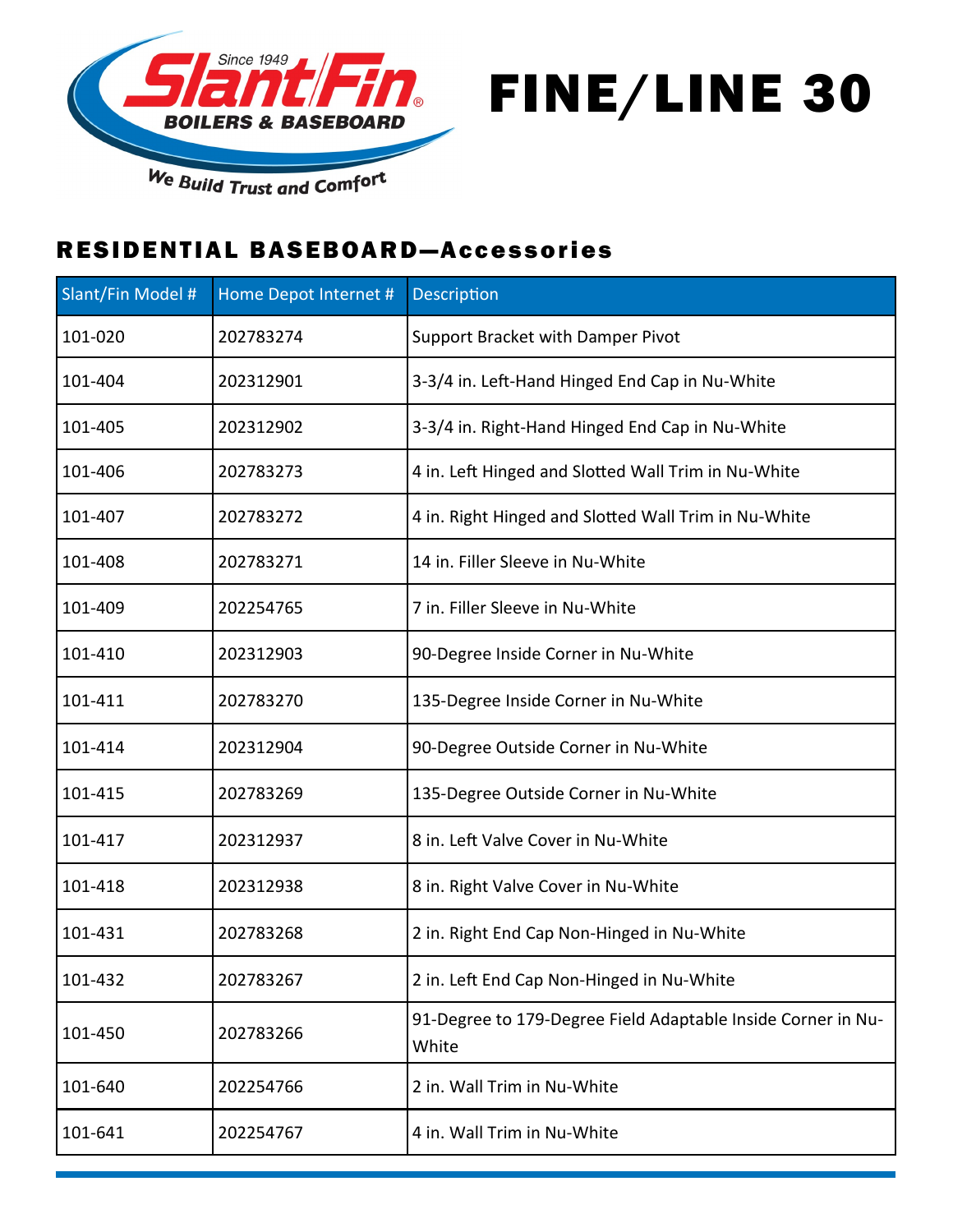Since 1949 Slant/Fin® BOILERS & BASEBOARD

We Build Trust and Comfort

# FINE/LINE 30

## RESIDENTIAL BASEBOARD—Accessories

| Slant/Fin Model # | Home Depot Internet # | Description |
|---|---|---|
| 101-020 | 202783274 | Support Bracket with Damper Pivot |
| 101-404 | 202312901 | 3-3/4 in. Left-Hand Hinged End Cap in Nu-White |
| 101-405 | 202312902 | 3-3/4 in. Right-Hand Hinged End Cap in Nu-White |
| 101-406 | 202783273 | 4 in. Left Hinged and Slotted Wall Trim in Nu-White |
| 101-407 | 202783272 | 4 in. Right Hinged and Slotted Wall Trim in Nu-White |
| 101-408 | 202783271 | 14 in. Filler Sleeve in Nu-White |
| 101-409 | 202254765 | 7 in. Filler Sleeve in Nu-White |
| 101-410 | 202312903 | 90-Degree Inside Corner in Nu-White |
| 101-411 | 202783270 | 135-Degree Inside Corner in Nu-White |
| 101-414 | 202312904 | 90-Degree Outside Corner in Nu-White |
| 101-415 | 202783269 | 135-Degree Outside Corner in Nu-White |
| 101-417 | 202312937 | 8 in. Left Valve Cover in Nu-White |
| 101-418 | 202312938 | 8 in. Right Valve Cover in Nu-White |
| 101-431 | 202783268 | 2 in. Right End Cap Non-Hinged in Nu-White |
| 101-432 | 202783267 | 2 in. Left End Cap Non-Hinged in Nu-White |
| 101-450 | 202783266 | 91-Degree to 179-Degree Field Adaptable Inside Corner in Nu-White |
| 101-640 | 202254766 | 2 in. Wall Trim in Nu-White |
| 101-641 | 202254767 | 4 in. Wall Trim in Nu-White |